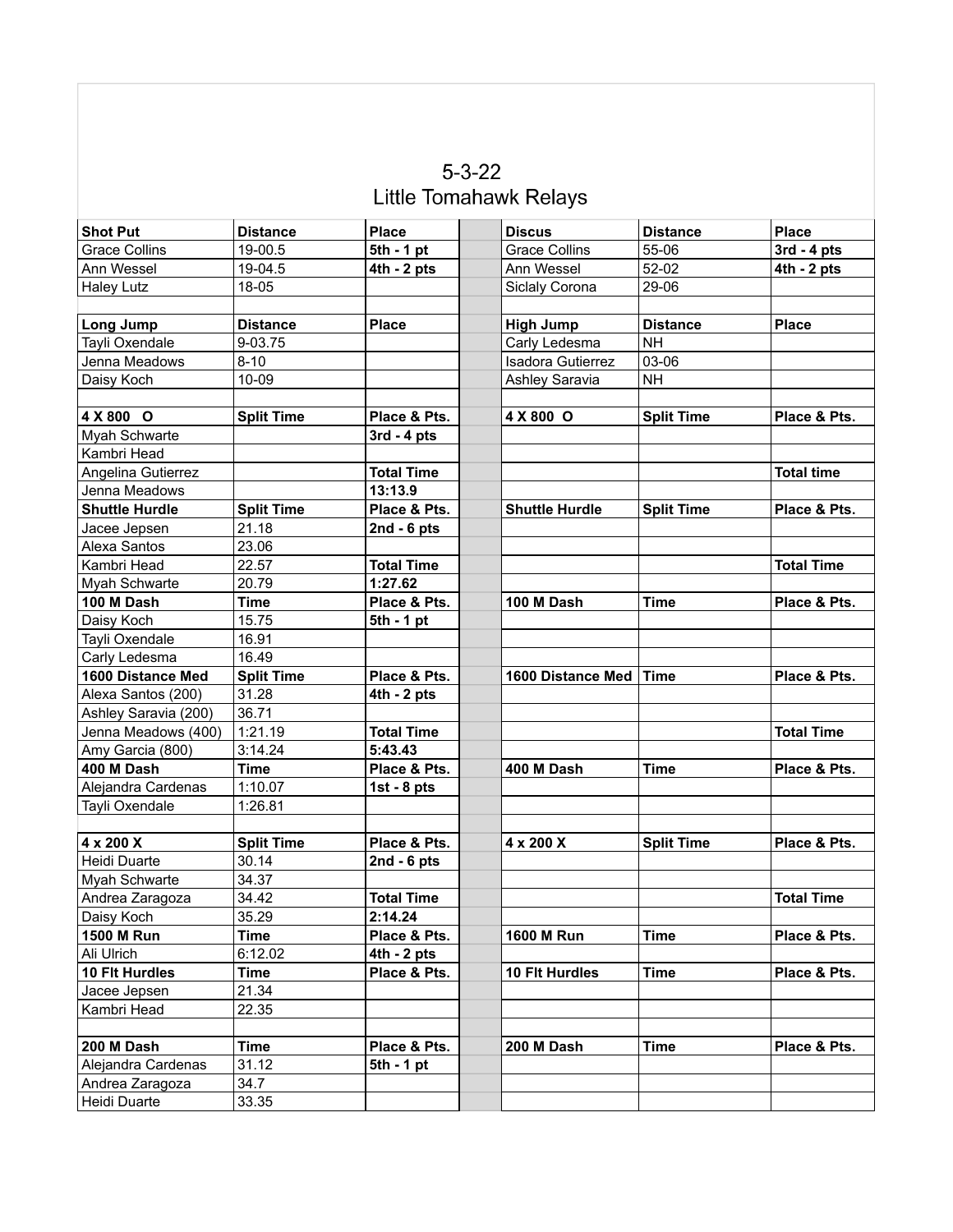# 5-3-22
## Little Tomahawk Relays

| **Shot Put** | **Distance** | **Place** | | **Discus** | **Distance** | **Place** |
|---|---|---|---|---|---|---|
| Grace Collins | 19-00.5 | **5th - 1 pt** | | Grace Collins | 55-06 | **3rd - 4 pts** |
| Ann Wessel | 19-04.5 | **4th - 2 pts** | | Ann Wessel | 52-02 | **4th - 2 pts** |
| Haley Lutz | 18-05 | | | Siclaly Corona | 29-06 | |
| | | | | | | |
| **Long Jump** | **Distance** | **Place** | | **High Jump** | **Distance** | **Place** |
| Tayli Oxendale | 9-03.75 | | | Carly Ledesma | NH | |
| Jenna Meadows | 8-10 | | | Isadora Gutierrez | 03-06 | |
| Daisy Koch | 10-09 | | | Ashley Saravia | NH | |
| | | | | | | |
| **4 X 800 O** | **Split Time** | **Place & Pts.** | | **4 X 800 O** | **Split Time** | **Place & Pts.** |
| Myah Schwarte | | **3rd - 4 pts** | | | | |
| Kambri Head | | | | | | |
| Angelina Gutierrez | | **Total Time** | | | | **Total time** |
| Jenna Meadows | | **13:13.9** | | | | |
| **Shuttle Hurdle** | **Split Time** | **Place & Pts.** | | **Shuttle Hurdle** | **Split Time** | **Place & Pts.** |
| Jacee Jepsen | 21.18 | **2nd - 6 pts** | | | | |
| Alexa Santos | 23.06 | | | | | |
| Kambri Head | 22.57 | **Total Time** | | | | **Total Time** |
| Myah Schwarte | 20.79 | **1:27.62** | | | | |
| **100 M Dash** | **Time** | **Place & Pts.** | | **100 M Dash** | **Time** | **Place & Pts.** |
| Daisy Koch | 15.75 | **5th - 1 pt** | | | | |
| Tayli Oxendale | 16.91 | | | | | |
| Carly Ledesma | 16.49 | | | | | |
| **1600 Distance Med** | **Split Time** | **Place & Pts.** | | **1600 Distance Med** | **Time** | **Place & Pts.** |
| Alexa Santos (200) | 31.28 | **4th - 2 pts** | | | | |
| Ashley Saravia (200) | 36.71 | | | | | |
| Jenna Meadows (400) | 1:21.19 | **Total Time** | | | | **Total Time** |
| Amy Garcia (800) | 3:14.24 | **5:43.43** | | | | |
| **400 M Dash** | **Time** | **Place & Pts.** | | **400 M Dash** | **Time** | **Place & Pts.** |
| Alejandra Cardenas | 1:10.07 | **1st - 8 pts** | | | | |
| Tayli Oxendale | 1:26.81 | | | | | |
| | | | | | | |
| **4 x 200 X** | **Split Time** | **Place & Pts.** | | **4 x 200 X** | **Split Time** | **Place & Pts.** |
| Heidi Duarte | 30.14 | **2nd - 6 pts** | | | | |
| Myah Schwarte | 34.37 | | | | | |
| Andrea Zaragoza | 34.42 | **Total Time** | | | | **Total Time** |
| Daisy Koch | 35.29 | **2:14.24** | | | | |
| **1500 M Run** | **Time** | **Place & Pts.** | | **1600 M Run** | **Time** | **Place & Pts.** |
| Ali Ulrich | 6:12.02 | **4th - 2 pts** | | | | |
| **10 Flt Hurdles** | **Time** | **Place & Pts.** | | **10 Flt Hurdles** | **Time** | **Place & Pts.** |
| Jacee Jepsen | 21.34 | | | | | |
| Kambri Head | 22.35 | | | | | |
| | | | | | | |
| **200 M Dash** | **Time** | **Place & Pts.** | | **200 M Dash** | **Time** | **Place & Pts.** |
| Alejandra Cardenas | 31.12 | **5th - 1 pt** | | | | |
| Andrea Zaragoza | 34.7 | | | | | |
| Heidi Duarte | 33.35 | | | | | |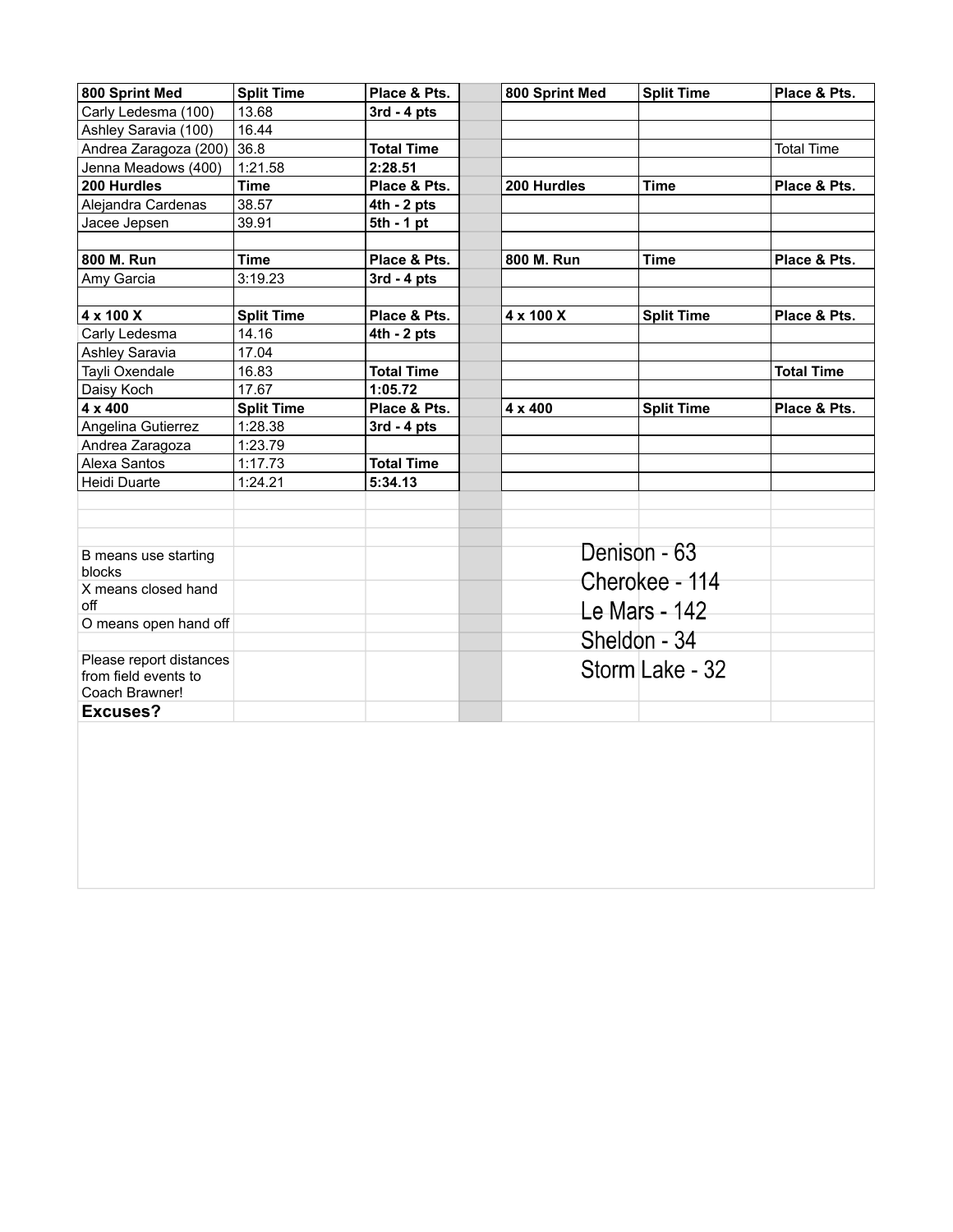| 800 Sprint Med | Split Time | Place & Pts. | | 800 Sprint Med | Split Time | Place & Pts. |
|---|---|---|---|---|---|---|
| Carly Ledesma (100) | 13.68 | **3rd - 4 pts** | | | | |
| Ashley Saravia (100) | 16.44 | | | | | |
| Andrea Zaragoza (200) | 36.8 | **Total Time** | | | | Total Time |
| Jenna Meadows (400) | 1:21.58 | **2:28.51** | | | | |
| **200 Hurdles** | **Time** | **Place & Pts.** | | **200 Hurdles** | **Time** | **Place & Pts.** |
| Alejandra Cardenas | 38.57 | **4th - 2 pts** | | | | |
| Jacee Jepsen | 39.91 | **5th - 1 pt** | | | | |
| | | | | | | |
| **800 M. Run** | **Time** | **Place & Pts.** | | **800 M. Run** | **Time** | **Place & Pts.** |
| Amy Garcia | 3:19.23 | **3rd - 4 pts** | | | | |
| | | | | | | |
| **4 x 100 X** | **Split Time** | **Place & Pts.** | | **4 x 100 X** | **Split Time** | **Place & Pts.** |
| Carly Ledesma | 14.16 | **4th - 2 pts** | | | | |
| Ashley Saravia | 17.04 | | | | | |
| Tayli Oxendale | 16.83 | **Total Time** | | | | **Total Time** |
| Daisy Koch | 17.67 | **1:05.72** | | | | |
| **4 x 400** | **Split Time** | **Place & Pts.** | | **4 x 400** | **Split Time** | **Place & Pts.** |
| Angelina Gutierrez | 1:28.38 | **3rd - 4 pts** | | | | |
| Andrea Zaragoza | 1:23.79 | | | | | |
| Alexa Santos | 1:17.73 | **Total Time** | | | | |
| Heidi Duarte | 1:24.21 | **5:34.13** | | | | |

B means use starting blocks

X means closed hand off

O means open hand off

Please report distances from field events to Coach Brawner!

**Excuses?**

Denison - 63

Cherokee - 114

Le Mars - 142

Sheldon - 34

Storm Lake - 32